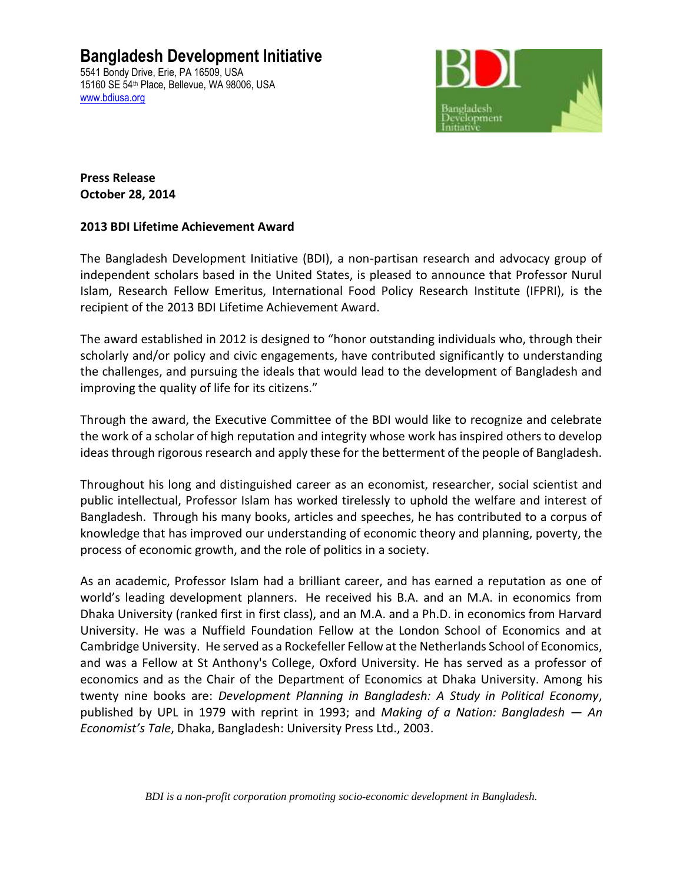# Bangladesh Development Initiative

5541 Bondy Drive, Erie, PA 16509, USA
15160 SE 54th Place, Bellevue, WA 98006, USA
www.bdiusa.org

**Press Release**
**October 28, 2014**

**2013 BDI Lifetime Achievement Award**

The Bangladesh Development Initiative (BDI), a non-partisan research and advocacy group of independent scholars based in the United States, is pleased to announce that Professor Nurul Islam, Research Fellow Emeritus, International Food Policy Research Institute (IFPRI), is the recipient of the 2013 BDI Lifetime Achievement Award.

The award established in 2012 is designed to "honor outstanding individuals who, through their scholarly and/or policy and civic engagements, have contributed significantly to understanding the challenges, and pursuing the ideals that would lead to the development of Bangladesh and improving the quality of life for its citizens."

Through the award, the Executive Committee of the BDI would like to recognize and celebrate the work of a scholar of high reputation and integrity whose work has inspired others to develop ideas through rigorous research and apply these for the betterment of the people of Bangladesh.

Throughout his long and distinguished career as an economist, researcher, social scientist and public intellectual, Professor Islam has worked tirelessly to uphold the welfare and interest of Bangladesh. Through his many books, articles and speeches, he has contributed to a corpus of knowledge that has improved our understanding of economic theory and planning, poverty, the process of economic growth, and the role of politics in a society.

As an academic, Professor Islam had a brilliant career, and has earned a reputation as one of world's leading development planners. He received his B.A. and an M.A. in economics from Dhaka University (ranked first in first class), and an M.A. and a Ph.D. in economics from Harvard University. He was a Nuffield Foundation Fellow at the London School of Economics and at Cambridge University. He served as a Rockefeller Fellow at the Netherlands School of Economics, and was a Fellow at St Anthony's College, Oxford University. He has served as a professor of economics and as the Chair of the Department of Economics at Dhaka University. Among his twenty nine books are: *Development Planning in Bangladesh: A Study in Political Economy*, published by UPL in 1979 with reprint in 1993; and *Making of a Nation: Bangladesh — An Economist's Tale*, Dhaka, Bangladesh: University Press Ltd., 2003.

*BDI is a non-profit corporation promoting socio-economic development in Bangladesh.*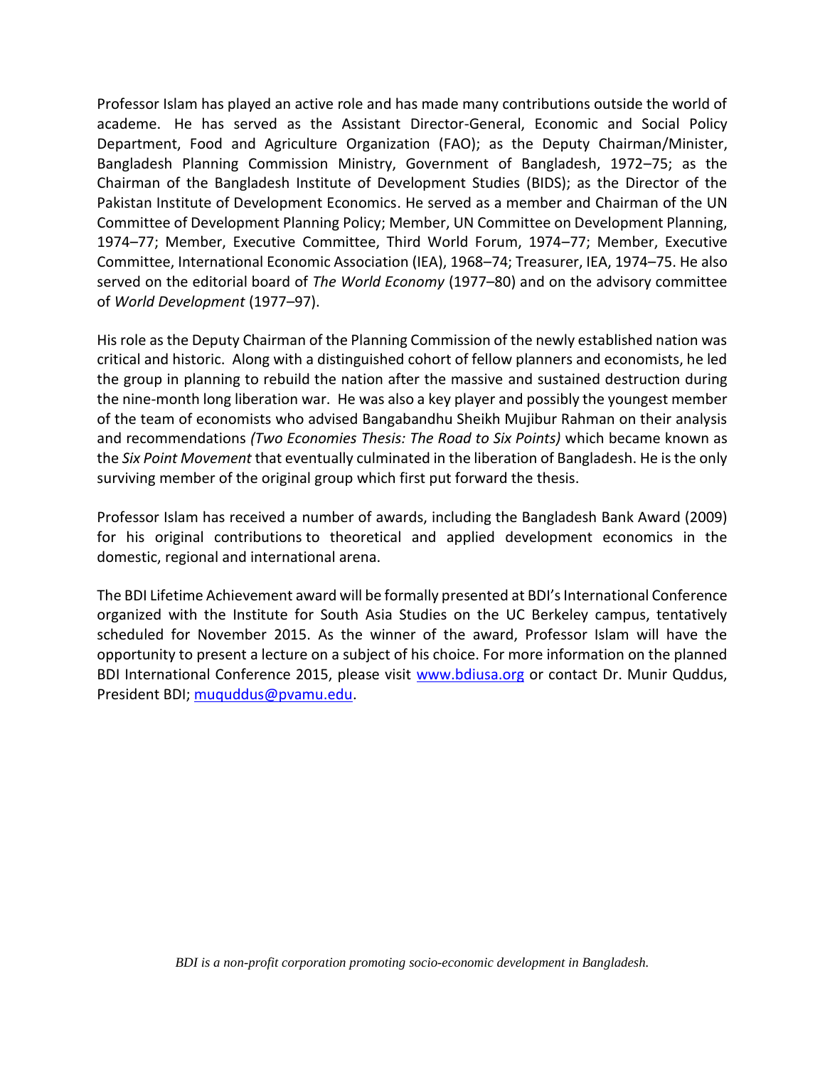Professor Islam has played an active role and has made many contributions outside the world of academe. He has served as the Assistant Director-General, Economic and Social Policy Department, Food and Agriculture Organization (FAO); as the Deputy Chairman/Minister, Bangladesh Planning Commission Ministry, Government of Bangladesh, 1972–75; as the Chairman of the Bangladesh Institute of Development Studies (BIDS); as the Director of the Pakistan Institute of Development Economics. He served as a member and Chairman of the UN Committee of Development Planning Policy; Member, UN Committee on Development Planning, 1974–77; Member, Executive Committee, Third World Forum, 1974–77; Member, Executive Committee, International Economic Association (IEA), 1968–74; Treasurer, IEA, 1974–75. He also served on the editorial board of *The World Economy* (1977–80) and on the advisory committee of *World Development* (1977–97).

His role as the Deputy Chairman of the Planning Commission of the newly established nation was critical and historic. Along with a distinguished cohort of fellow planners and economists, he led the group in planning to rebuild the nation after the massive and sustained destruction during the nine-month long liberation war. He was also a key player and possibly the youngest member of the team of economists who advised Bangabandhu Sheikh Mujibur Rahman on their analysis and recommendations *(Two Economies Thesis: The Road to Six Points)* which became known as the *Six Point Movement* that eventually culminated in the liberation of Bangladesh. He is the only surviving member of the original group which first put forward the thesis.

Professor Islam has received a number of awards, including the Bangladesh Bank Award (2009) for his original contributions to theoretical and applied development economics in the domestic, regional and international arena.

The BDI Lifetime Achievement award will be formally presented at BDI's International Conference organized with the Institute for South Asia Studies on the UC Berkeley campus, tentatively scheduled for November 2015. As the winner of the award, Professor Islam will have the opportunity to present a lecture on a subject of his choice. For more information on the planned BDI International Conference 2015, please visit [www.bdiusa.org](http://www.bdiusa.org) or contact Dr. Munir Quddus, President BDI; [muquddus@pvamu.edu](mailto:muquddus@pvamu.edu).

*BDI is a non-profit corporation promoting socio-economic development in Bangladesh.*